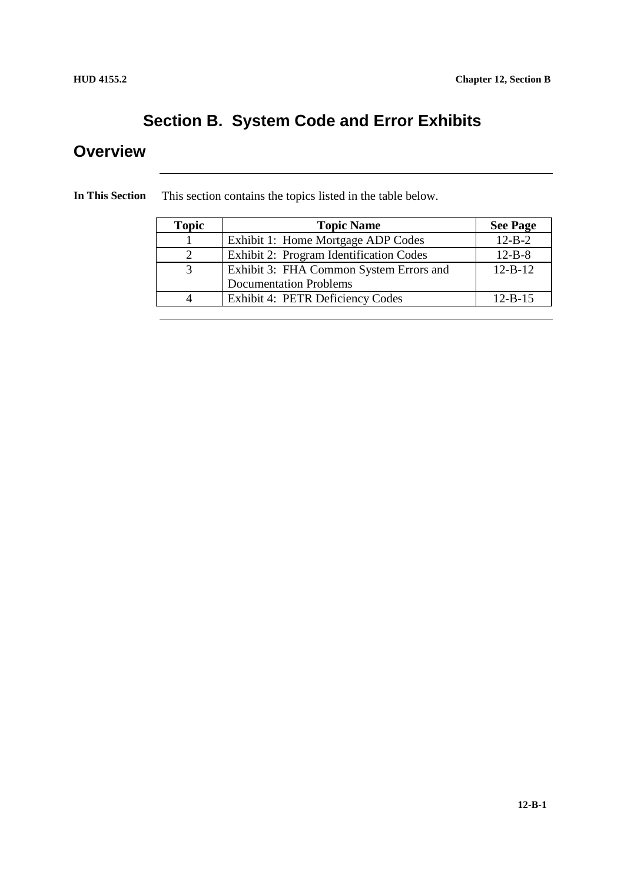# Section B. System Code and Error Exhibits

## Overview

**In This Section**

This section contains the topics listed in the table below.

| Topic | Topic Name | See Page |
|---|---|---|
| 1 | Exhibit 1: Home Mortgage ADP Codes | 12-B-2 |
| 2 | Exhibit 2: Program Identification Codes | 12-B-8 |
| 3 | Exhibit 3: FHA Common System Errors and Documentation Problems | 12-B-12 |
| 4 | Exhibit 4: PETR Deficiency Codes | 12-B-15 |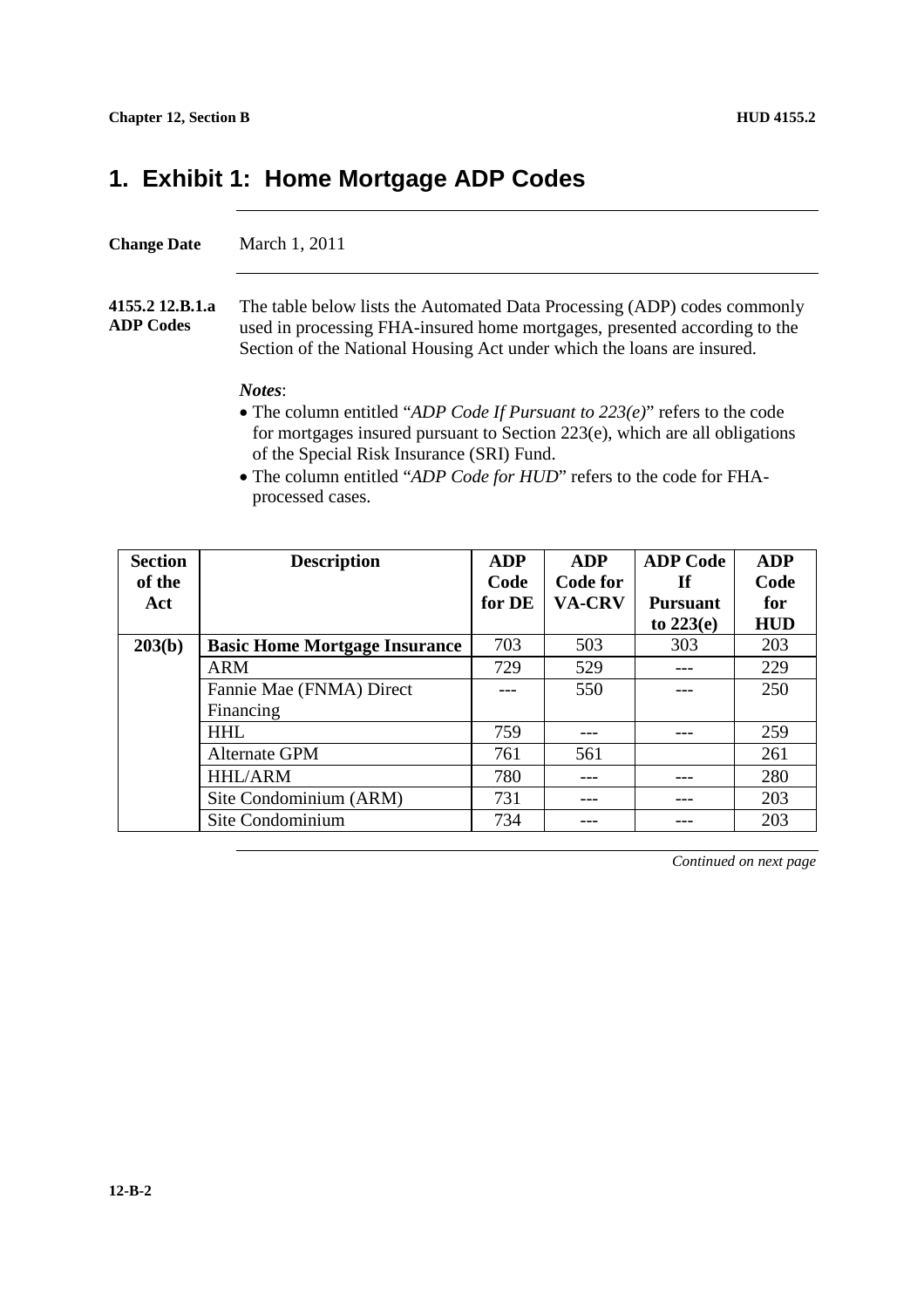# 1. Exhibit 1: Home Mortgage ADP Codes

**Change Date** March 1, 2011

**4155.2 12.B.1.a ADP Codes**

The table below lists the Automated Data Processing (ADP) codes commonly used in processing FHA-insured home mortgages, presented according to the Section of the National Housing Act under which the loans are insured.

***Notes***:

- The column entitled "*ADP Code If Pursuant to 223(e)*" refers to the code for mortgages insured pursuant to Section 223(e), which are all obligations of the Special Risk Insurance (SRI) Fund.
- The column entitled "*ADP Code for HUD*" refers to the code for FHA-processed cases.

| Section of the Act | Description | ADP Code for DE | ADP Code for VA-CRV | ADP Code If Pursuant to 223(e) | ADP Code for HUD |
|---|---|---|---|---|---|
| **203(b)** | **Basic Home Mortgage Insurance** | 703 | 503 | 303 | 203 |
| | ARM | 729 | 529 | --- | 229 |
| | Fannie Mae (FNMA) Direct Financing | --- | 550 | --- | 250 |
| | HHL | 759 | --- | --- | 259 |
| | Alternate GPM | 761 | 561 | | 261 |
| | HHL/ARM | 780 | --- | --- | 280 |
| | Site Condominium (ARM) | 731 | --- | --- | 203 |
| | Site Condominium | 734 | --- | --- | 203 |

*Continued on next page*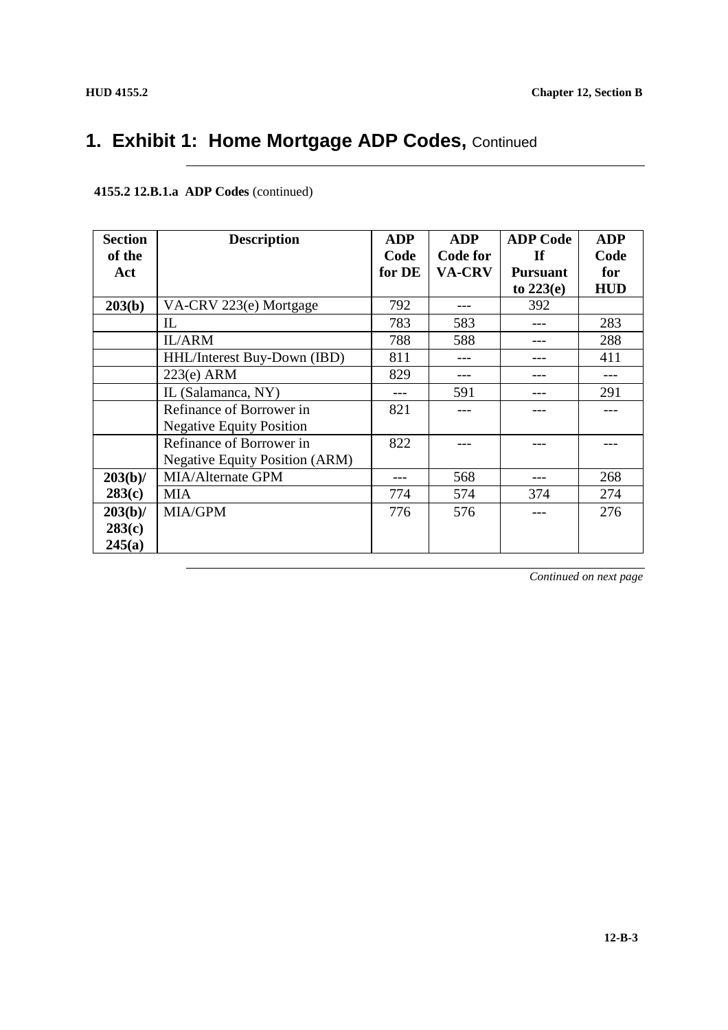# 1. Exhibit 1: Home Mortgage ADP Codes, Continued

**4155.2 12.B.1.a ADP Codes** (continued)

| Section of the Act | Description | ADP Code for DE | ADP Code for VA-CRV | ADP Code If Pursuant to 223(e) | ADP Code for HUD |
|---|---|---|---|---|---|
| **203(b)** | VA-CRV 223(e) Mortgage | 792 | --- | 392 | |
| | IL | 783 | 583 | --- | 283 |
| | IL/ARM | 788 | 588 | --- | 288 |
| | HHL/Interest Buy-Down (IBD) | 811 | --- | --- | 411 |
| | 223(e) ARM | 829 | --- | --- | --- |
| | IL (Salamanca, NY) | --- | 591 | --- | 291 |
| | Refinance of Borrower in Negative Equity Position | 821 | --- | --- | --- |
| | Refinance of Borrower in Negative Equity Position (ARM) | 822 | --- | --- | --- |
| **203(b)/ 283(c)** | MIA/Alternate GPM | --- | 568 | --- | 268 |
| | MIA | 774 | 574 | 374 | 274 |
| **203(b)/ 283(c) 245(a)** | MIA/GPM | 776 | 576 | --- | 276 |

*Continued on next page*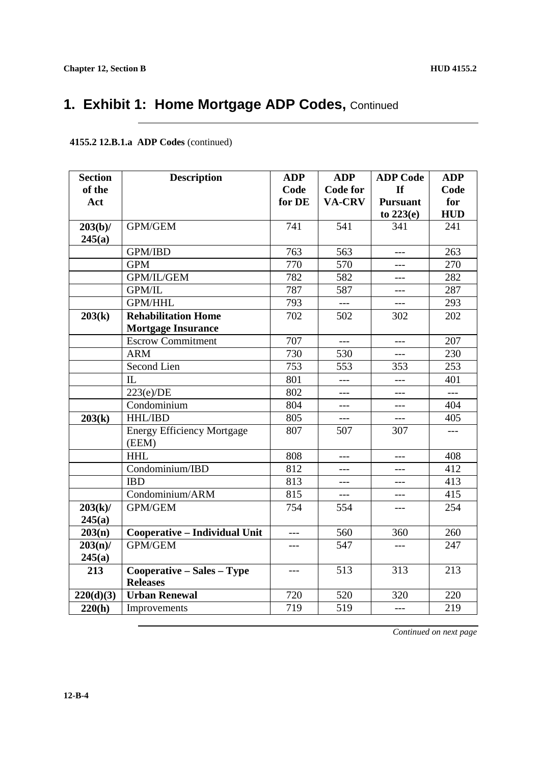# 1. Exhibit 1: Home Mortgage ADP Codes, Continued

**4155.2 12.B.1.a ADP Codes** (continued)

| Section of the Act | Description | ADP Code for DE | ADP Code for VA-CRV | ADP Code If Pursuant to 223(e) | ADP Code for HUD |
|---|---|---|---|---|---|
| **203(b)/ 245(a)** | GPM/GEM | 741 | 541 | 341 | 241 |
| | GPM/IBD | 763 | 563 | --- | 263 |
| | GPM | 770 | 570 | --- | 270 |
| | GPM/IL/GEM | 782 | 582 | --- | 282 |
| | GPM/IL | 787 | 587 | --- | 287 |
| | GPM/HHL | 793 | --- | --- | 293 |
| **203(k)** | **Rehabilitation Home Mortgage Insurance** | 702 | 502 | 302 | 202 |
| | Escrow Commitment | 707 | --- | --- | 207 |
| | ARM | 730 | 530 | --- | 230 |
| | Second Lien | 753 | 553 | 353 | 253 |
| | IL | 801 | --- | --- | 401 |
| | 223(e)/DE | 802 | --- | --- | --- |
| | Condominium | 804 | --- | --- | 404 |
| **203(k)** | HHL/IBD | 805 | --- | --- | 405 |
| | Energy Efficiency Mortgage (EEM) | 807 | 507 | 307 | --- |
| | HHL | 808 | --- | --- | 408 |
| | Condominium/IBD | 812 | --- | --- | 412 |
| | IBD | 813 | --- | --- | 413 |
| | Condominium/ARM | 815 | --- | --- | 415 |
| **203(k)/ 245(a)** | GPM/GEM | 754 | 554 | --- | 254 |
| **203(n)** | **Cooperative – Individual Unit** | --- | 560 | 360 | 260 |
| **203(n)/ 245(a)** | GPM/GEM | --- | 547 | --- | 247 |
| **213** | **Cooperative – Sales – Type Releases** | --- | 513 | 313 | 213 |
| **220(d)(3)** | **Urban Renewal** | 720 | 520 | 320 | 220 |
| **220(h)** | Improvements | 719 | 519 | --- | 219 |

*Continued on next page*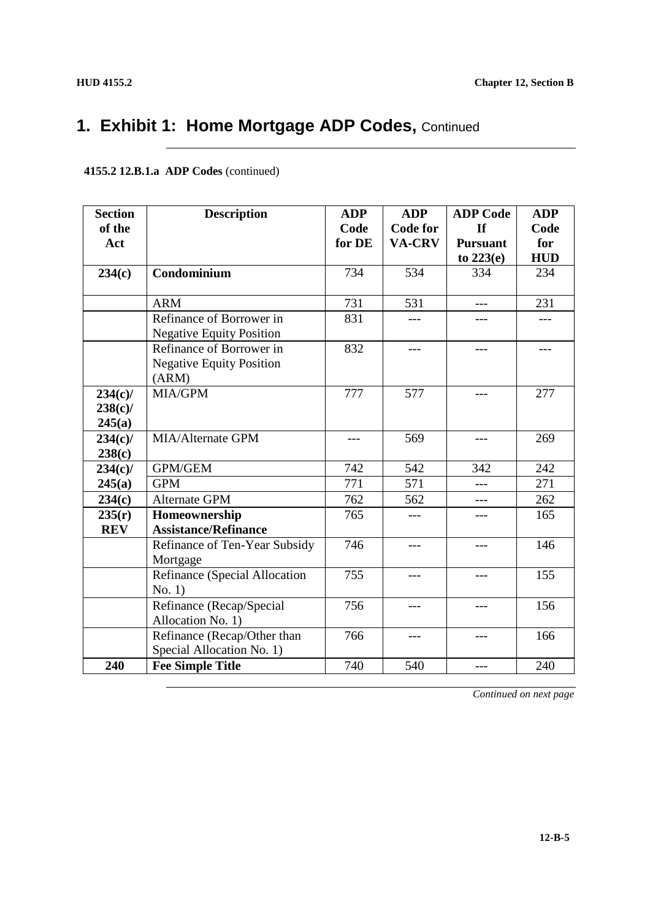# 1. Exhibit 1: Home Mortgage ADP Codes, Continued

**4155.2 12.B.1.a ADP Codes** (continued)

| Section of the Act | Description | ADP Code for DE | ADP Code for VA-CRV | ADP Code If Pursuant to 223(e) | ADP Code for HUD |
|---|---|---|---|---|---|
| **234(c)** | **Condominium** | 734 | 534 | 334 | 234 |
| | ARM | 731 | 531 | --- | 231 |
| | Refinance of Borrower in Negative Equity Position | 831 | --- | --- | --- |
| | Refinance of Borrower in Negative Equity Position (ARM) | 832 | --- | --- | --- |
| **234(c)/ 238(c)/ 245(a)** | MIA/GPM | 777 | 577 | --- | 277 |
| **234(c)/ 238(c)** | MIA/Alternate GPM | --- | 569 | --- | 269 |
| **234(c)/ 245(a)** | GPM/GEM | 742 | 542 | 342 | 242 |
| | GPM | 771 | 571 | --- | 271 |
| **234(c)** | Alternate GPM | 762 | 562 | --- | 262 |
| **235(r) REV** | **Homeownership Assistance/Refinance** | 765 | --- | --- | 165 |
| | Refinance of Ten-Year Subsidy Mortgage | 746 | --- | --- | 146 |
| | Refinance (Special Allocation No. 1) | 755 | --- | --- | 155 |
| | Refinance (Recap/Special Allocation No. 1) | 756 | --- | --- | 156 |
| | Refinance (Recap/Other than Special Allocation No. 1) | 766 | --- | --- | 166 |
| **240** | **Fee Simple Title** | 740 | 540 | --- | 240 |

*Continued on next page*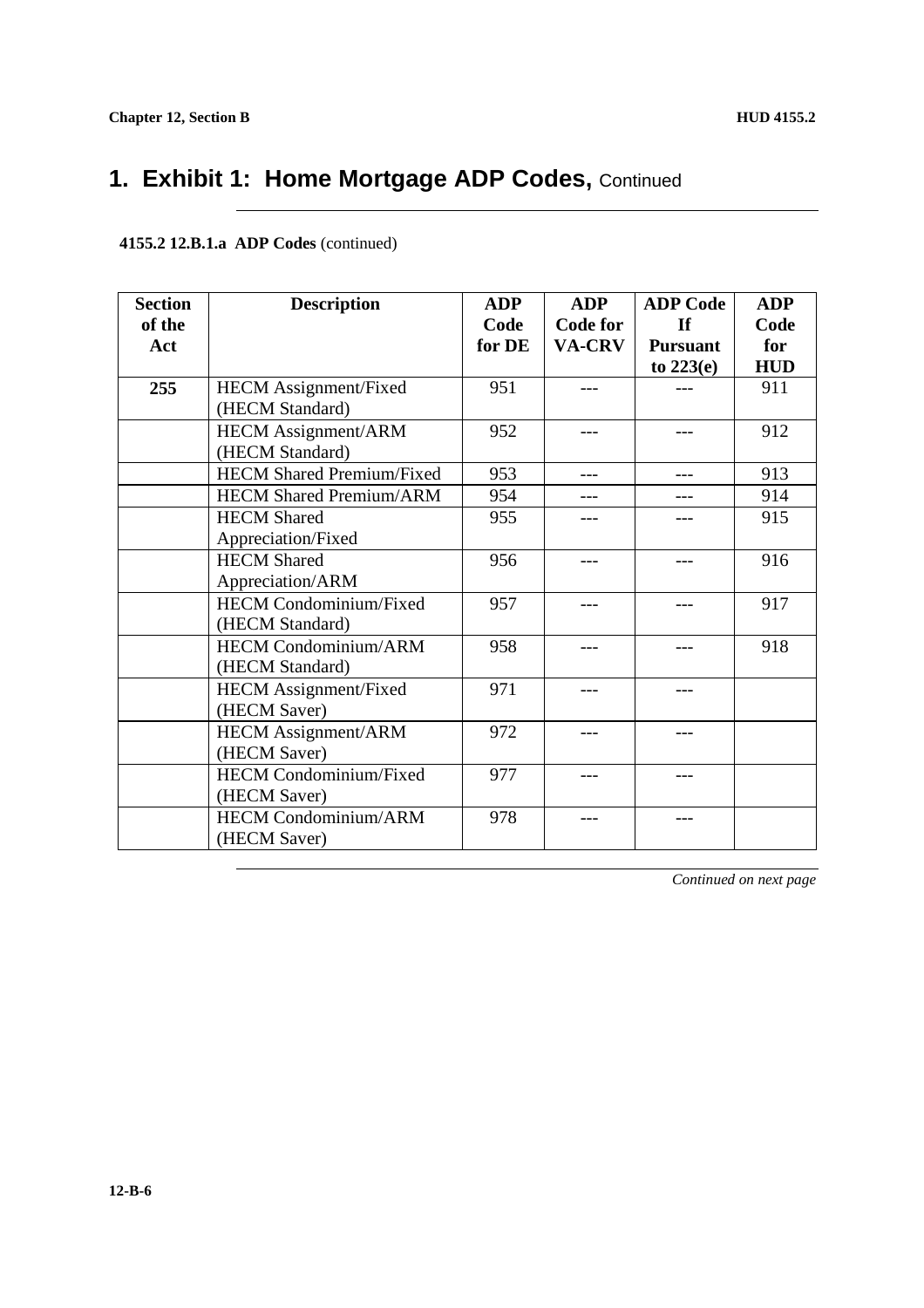# 1. Exhibit 1: Home Mortgage ADP Codes, Continued

**4155.2 12.B.1.a ADP Codes** (continued)

| Section of the Act | Description | ADP Code for DE | ADP Code for VA-CRV | ADP Code If Pursuant to 223(e) | ADP Code for HUD |
|---|---|---|---|---|---|
| **255** | HECM Assignment/Fixed (HECM Standard) | 951 | --- | --- | 911 |
| | HECM Assignment/ARM (HECM Standard) | 952 | --- | --- | 912 |
| | HECM Shared Premium/Fixed | 953 | --- | --- | 913 |
| | HECM Shared Premium/ARM | 954 | --- | --- | 914 |
| | HECM Shared Appreciation/Fixed | 955 | --- | --- | 915 |
| | HECM Shared Appreciation/ARM | 956 | --- | --- | 916 |
| | HECM Condominium/Fixed (HECM Standard) | 957 | --- | --- | 917 |
| | HECM Condominium/ARM (HECM Standard) | 958 | --- | --- | 918 |
| | HECM Assignment/Fixed (HECM Saver) | 971 | --- | --- | |
| | HECM Assignment/ARM (HECM Saver) | 972 | --- | --- | |
| | HECM Condominium/Fixed (HECM Saver) | 977 | --- | --- | |
| | HECM Condominium/ARM (HECM Saver) | 978 | --- | --- | |

*Continued on next page*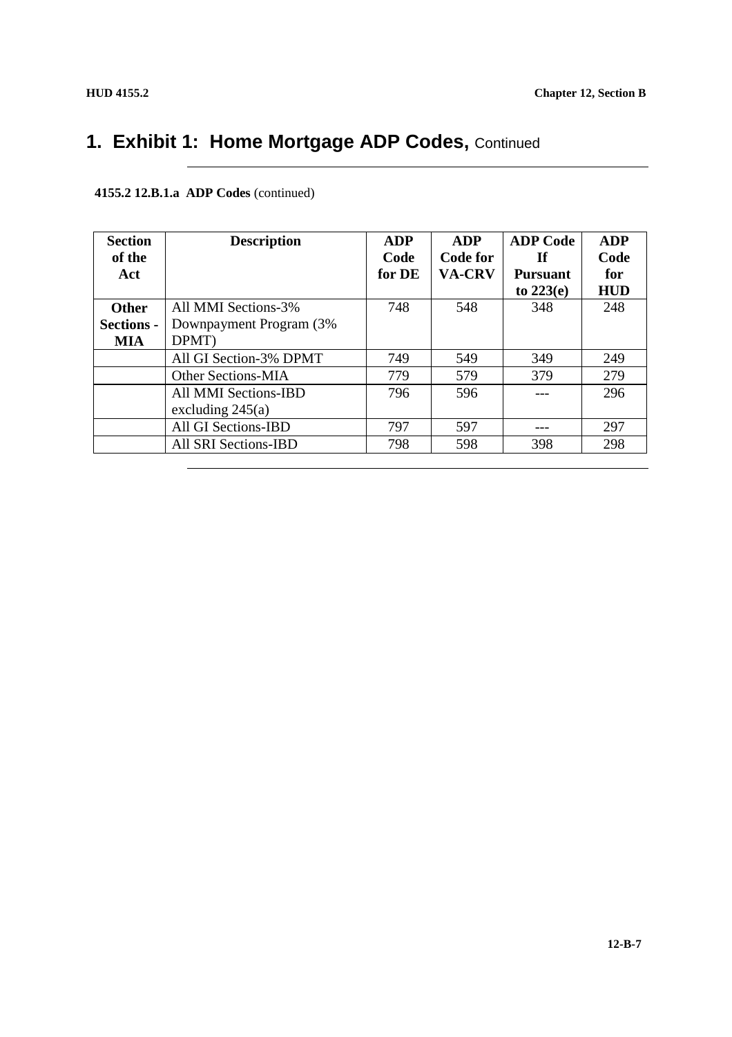# 1. Exhibit 1: Home Mortgage ADP Codes, Continued

**4155.2 12.B.1.a ADP Codes** (continued)

| Section of the Act | Description | ADP Code for DE | ADP Code for VA-CRV | ADP Code If Pursuant to 223(e) | ADP Code for HUD |
|---|---|---|---|---|---|
| **Other Sections - MIA** | All MMI Sections-3% Downpayment Program (3% DPMT) | 748 | 548 | 348 | 248 |
| | All GI Section-3% DPMT | 749 | 549 | 349 | 249 |
| | Other Sections-MIA | 779 | 579 | 379 | 279 |
| | All MMI Sections-IBD excluding 245(a) | 796 | 596 | --- | 296 |
| | All GI Sections-IBD | 797 | 597 | --- | 297 |
| | All SRI Sections-IBD | 798 | 598 | 398 | 298 |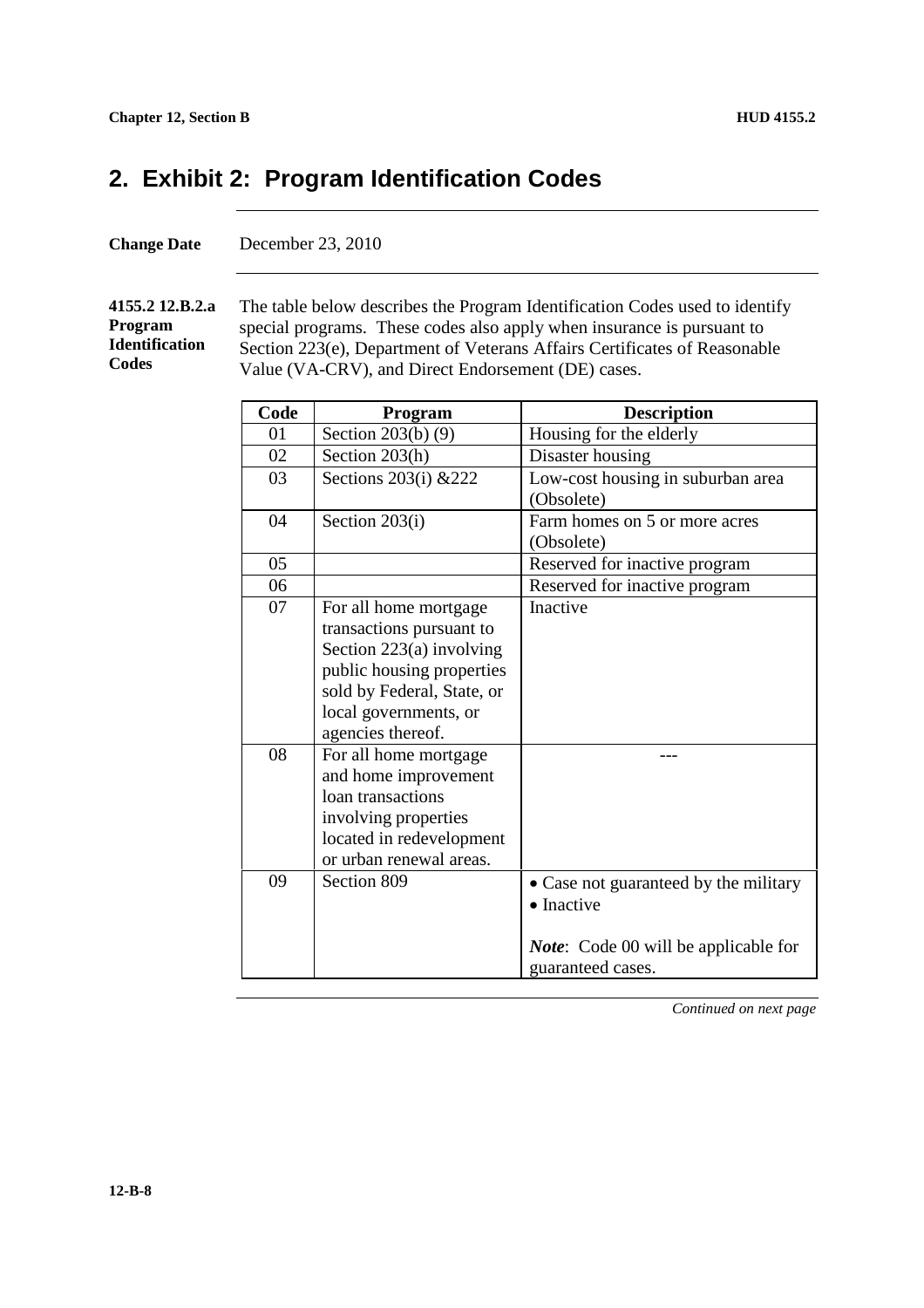## 2. Exhibit 2: Program Identification Codes

**Change Date** December 23, 2010

**4155.2 12.B.2.a Program Identification Codes**

The table below describes the Program Identification Codes used to identify special programs. These codes also apply when insurance is pursuant to Section 223(e), Department of Veterans Affairs Certificates of Reasonable Value (VA-CRV), and Direct Endorsement (DE) cases.

| Code | Program | Description |
| --- | --- | --- |
| 01 | Section 203(b) (9) | Housing for the elderly |
| 02 | Section 203(h) | Disaster housing |
| 03 | Sections 203(i) &222 | Low-cost housing in suburban area (Obsolete) |
| 04 | Section 203(i) | Farm homes on 5 or more acres (Obsolete) |
| 05 | | Reserved for inactive program |
| 06 | | Reserved for inactive program |
| 07 | For all home mortgage transactions pursuant to Section 223(a) involving public housing properties sold by Federal, State, or local governments, or agencies thereof. | Inactive |
| 08 | For all home mortgage and home improvement loan transactions involving properties located in redevelopment or urban renewal areas. | --- |
| 09 | Section 809 | • Case not guaranteed by the military<br>• Inactive<br><br>***Note***: Code 00 will be applicable for guaranteed cases. |

*Continued on next page*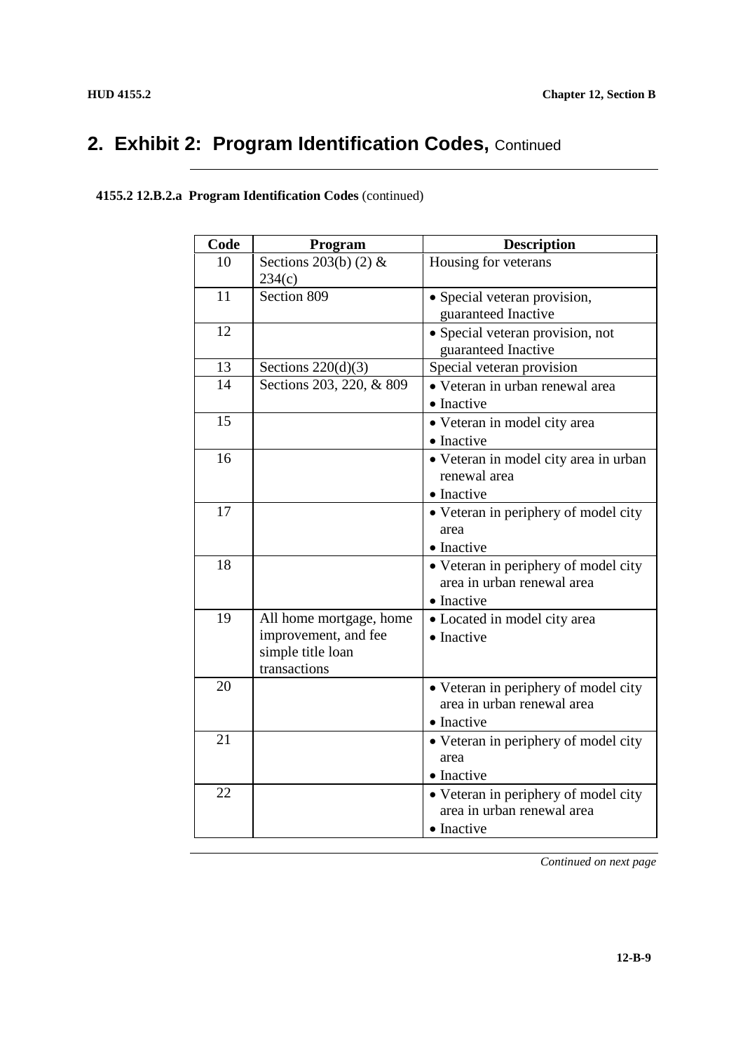# 2. Exhibit 2: Program Identification Codes, Continued

**4155.2 12.B.2.a Program Identification Codes** (continued)

| Code | Program | Description |
|---|---|---|
| 10 | Sections 203(b) (2) & 234(c) | Housing for veterans |
| 11 | Section 809 | • Special veteran provision, guaranteed Inactive |
| 12 | | • Special veteran provision, not guaranteed Inactive |
| 13 | Sections 220(d)(3) | Special veteran provision |
| 14 | Sections 203, 220, & 809 | • Veteran in urban renewal area<br>• Inactive |
| 15 | | • Veteran in model city area<br>• Inactive |
| 16 | | • Veteran in model city area in urban renewal area<br>• Inactive |
| 17 | | • Veteran in periphery of model city area<br>• Inactive |
| 18 | | • Veteran in periphery of model city area in urban renewal area<br>• Inactive |
| 19 | All home mortgage, home improvement, and fee simple title loan transactions | • Located in model city area<br>• Inactive |
| 20 | | • Veteran in periphery of model city area in urban renewal area<br>• Inactive |
| 21 | | • Veteran in periphery of model city area<br>• Inactive |
| 22 | | • Veteran in periphery of model city area in urban renewal area<br>• Inactive |

*Continued on next page*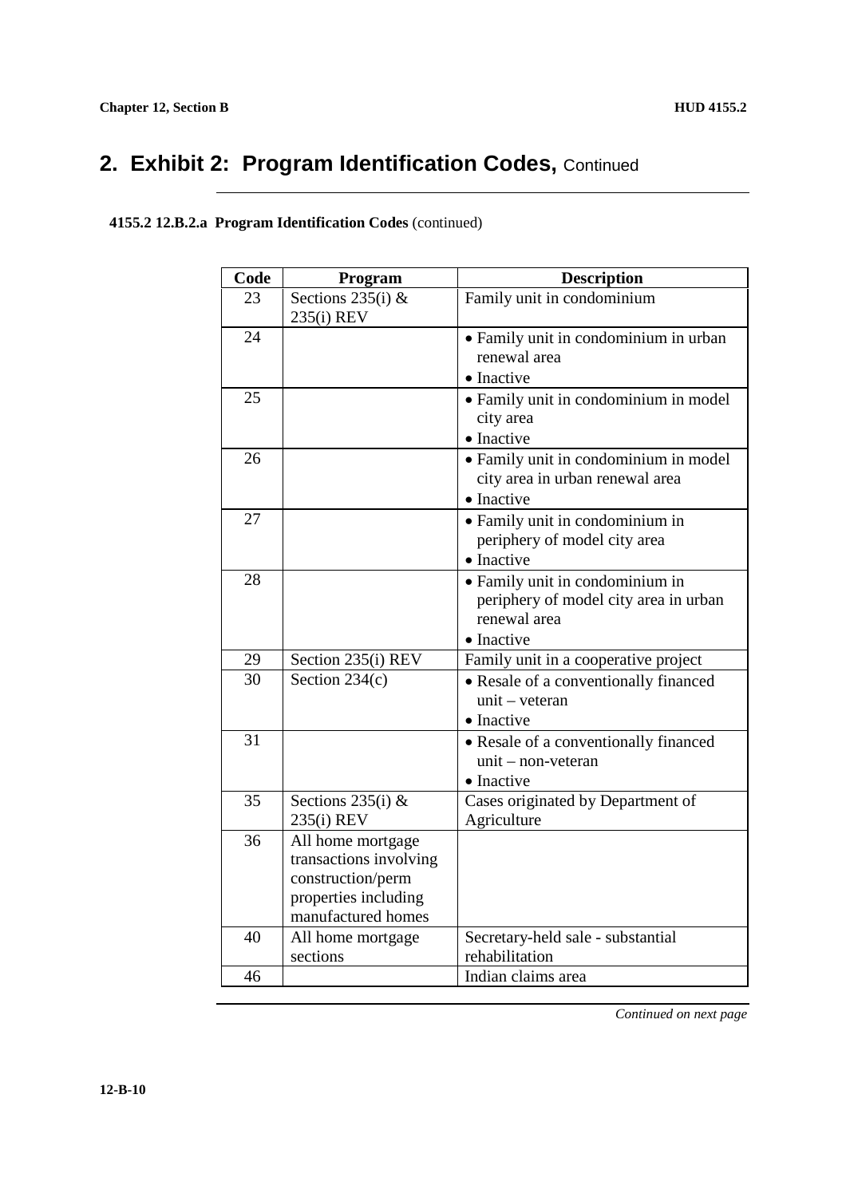## 2. Exhibit 2: Program Identification Codes, Continued

**4155.2 12.B.2.a Program Identification Codes** (continued)

| Code | Program | Description |
|---|---|---|
| 23 | Sections 235(i) & 235(i) REV | Family unit in condominium |
| 24 | | • Family unit in condominium in urban renewal area<br>• Inactive |
| 25 | | • Family unit in condominium in model city area<br>• Inactive |
| 26 | | • Family unit in condominium in model city area in urban renewal area<br>• Inactive |
| 27 | | • Family unit in condominium in periphery of model city area<br>• Inactive |
| 28 | | • Family unit in condominium in periphery of model city area in urban renewal area<br>• Inactive |
| 29 | Section 235(i) REV | Family unit in a cooperative project |
| 30 | Section 234(c) | • Resale of a conventionally financed unit – veteran<br>• Inactive |
| 31 | | • Resale of a conventionally financed unit – non-veteran<br>• Inactive |
| 35 | Sections 235(i) & 235(i) REV | Cases originated by Department of Agriculture |
| 36 | All home mortgage transactions involving construction/perm properties including manufactured homes | |
| 40 | All home mortgage sections | Secretary-held sale - substantial rehabilitation |
| 46 | | Indian claims area |

*Continued on next page*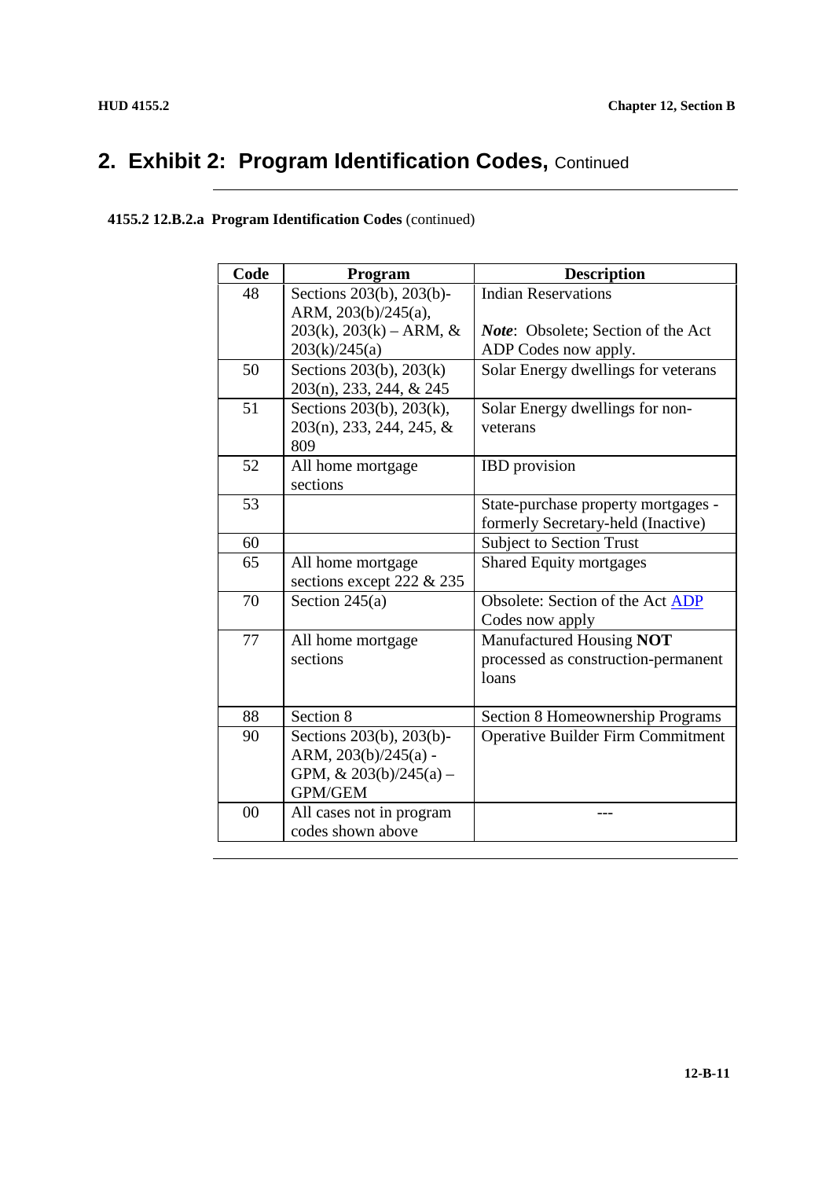## 2. Exhibit 2: Program Identification Codes, Continued

**4155.2 12.B.2.a Program Identification Codes** (continued)

| Code | Program | Description |
|---|---|---|
| 48 | Sections 203(b), 203(b)-ARM, 203(b)/245(a), 203(k), 203(k) – ARM, & 203(k)/245(a) | Indian Reservations<br><br>***Note***: Obsolete; Section of the Act ADP Codes now apply. |
| 50 | Sections 203(b), 203(k) 203(n), 233, 244, & 245 | Solar Energy dwellings for veterans |
| 51 | Sections 203(b), 203(k), 203(n), 233, 244, 245, & 809 | Solar Energy dwellings for non-veterans |
| 52 | All home mortgage sections | IBD provision |
| 53 | | State-purchase property mortgages - formerly Secretary-held (Inactive) |
| 60 | | Subject to Section Trust |
| 65 | All home mortgage sections except 222 & 235 | Shared Equity mortgages |
| 70 | Section 245(a) | Obsolete: Section of the Act ADP Codes now apply |
| 77 | All home mortgage sections | Manufactured Housing **NOT** processed as construction-permanent loans |
| 88 | Section 8 | Section 8 Homeownership Programs |
| 90 | Sections 203(b), 203(b)-ARM, 203(b)/245(a) - GPM, & 203(b)/245(a) – GPM/GEM | Operative Builder Firm Commitment |
| 00 | All cases not in program codes shown above | --- |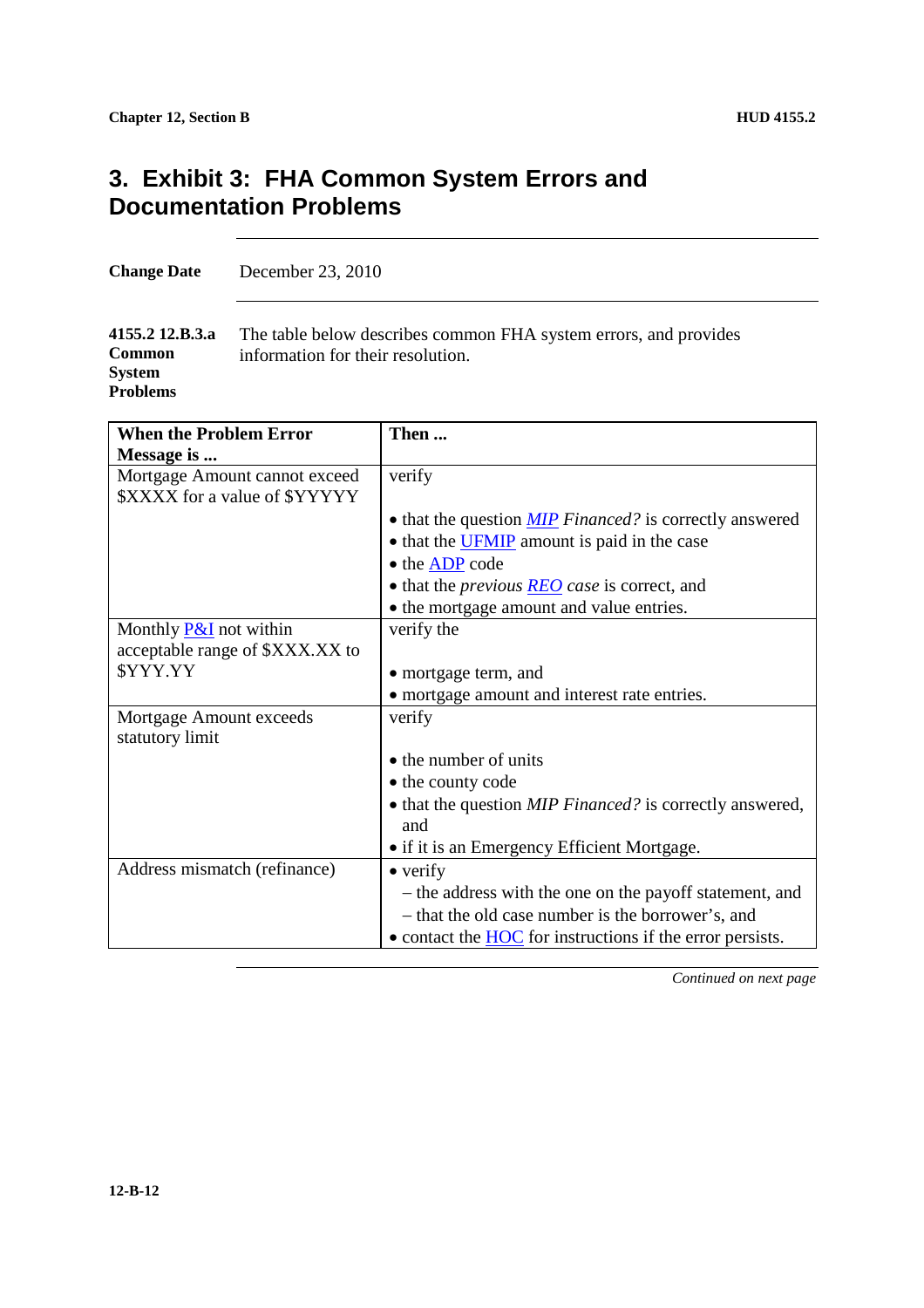# 3. Exhibit 3: FHA Common System Errors and Documentation Problems

**Change Date** December 23, 2010

**4155.2 12.B.3.a Common System Problems**

The table below describes common FHA system errors, and provides information for their resolution.

| When the Problem Error Message is ... | Then ... |
|---|---|
| Mortgage Amount cannot exceed $XXXX for a value of $YYYYY | verify<br><br>• that the question *MIP Financed?* is correctly answered<br>• that the UFMIP amount is paid in the case<br>• the ADP code<br>• that the *previous REO case* is correct, and<br>• the mortgage amount and value entries. |
| Monthly P&I not within acceptable range of $XXX.XX to $YYY.YY | verify the<br><br>• mortgage term, and<br>• mortgage amount and interest rate entries. |
| Mortgage Amount exceeds statutory limit | verify<br><br>• the number of units<br>• the county code<br>• that the question *MIP Financed?* is correctly answered, and<br>• if it is an Emergency Efficient Mortgage. |
| Address mismatch (refinance) | • verify<br>– the address with the one on the payoff statement, and<br>– that the old case number is the borrower's, and<br>• contact the HOC for instructions if the error persists. |

*Continued on next page*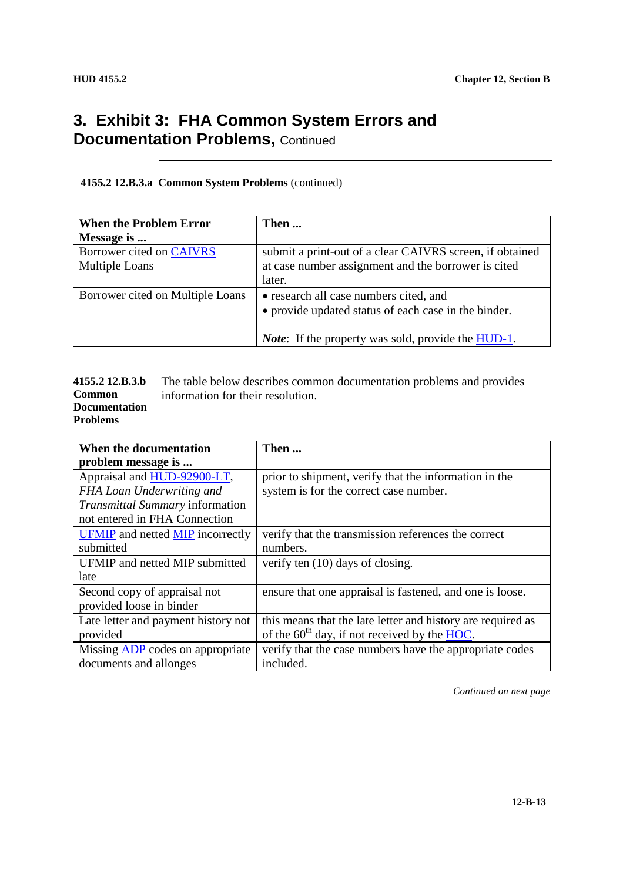## 3. Exhibit 3: FHA Common System Errors and Documentation Problems, Continued

**4155.2 12.B.3.a Common System Problems** (continued)

| When the Problem Error Message is ... | Then ... |
|---|---|
| Borrower cited on CAIVRS Multiple Loans | submit a print-out of a clear CAIVRS screen, if obtained at case number assignment and the borrower is cited later. |
| Borrower cited on Multiple Loans | • research all case numbers cited, and<br>• provide updated status of each case in the binder.<br><br>***Note***: If the property was sold, provide the HUD-1. |

**4155.2 12.B.3.b Common Documentation Problems**

The table below describes common documentation problems and provides information for their resolution.

| When the documentation problem message is ... | Then ... |
|---|---|
| Appraisal and HUD-92900-LT, *FHA Loan Underwriting and Transmittal Summary* information not entered in FHA Connection | prior to shipment, verify that the information in the system is for the correct case number. |
| UFMIP and netted MIP incorrectly submitted | verify that the transmission references the correct numbers. |
| UFMIP and netted MIP submitted late | verify ten (10) days of closing. |
| Second copy of appraisal not provided loose in binder | ensure that one appraisal is fastened, and one is loose. |
| Late letter and payment history not provided | this means that the late letter and history are required as of the 60th day, if not received by the HOC. |
| Missing ADP codes on appropriate documents and allonges | verify that the case numbers have the appropriate codes included. |

*Continued on next page*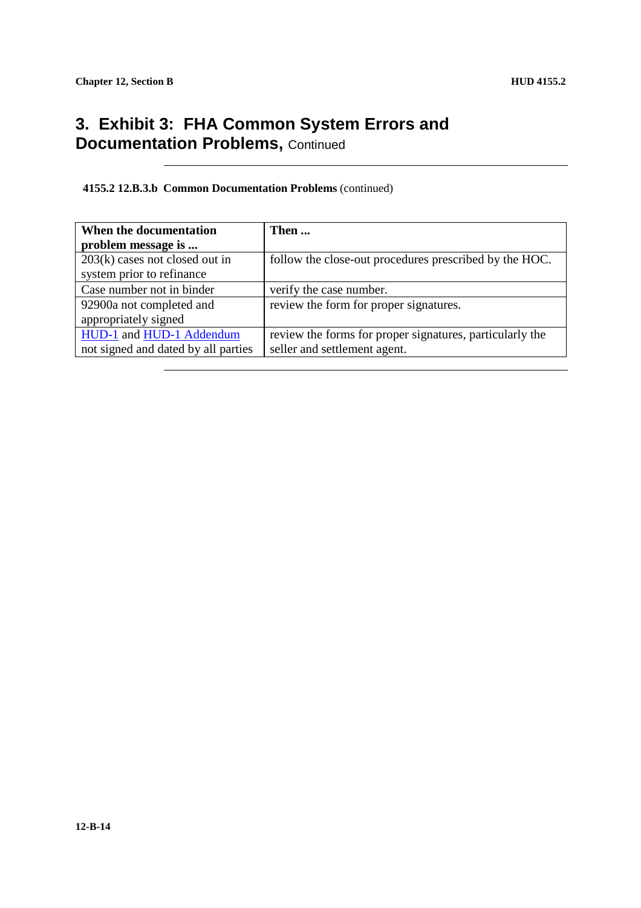# 3. Exhibit 3: FHA Common System Errors and Documentation Problems, Continued

**4155.2 12.B.3.b Common Documentation Problems** (continued)

| When the documentation problem message is ... | Then ... |
| --- | --- |
| 203(k) cases not closed out in system prior to refinance | follow the close-out procedures prescribed by the HOC. |
| Case number not in binder | verify the case number. |
| 92900a not completed and appropriately signed | review the form for proper signatures. |
| HUD-1 and HUD-1 Addendum not signed and dated by all parties | review the forms for proper signatures, particularly the seller and settlement agent. |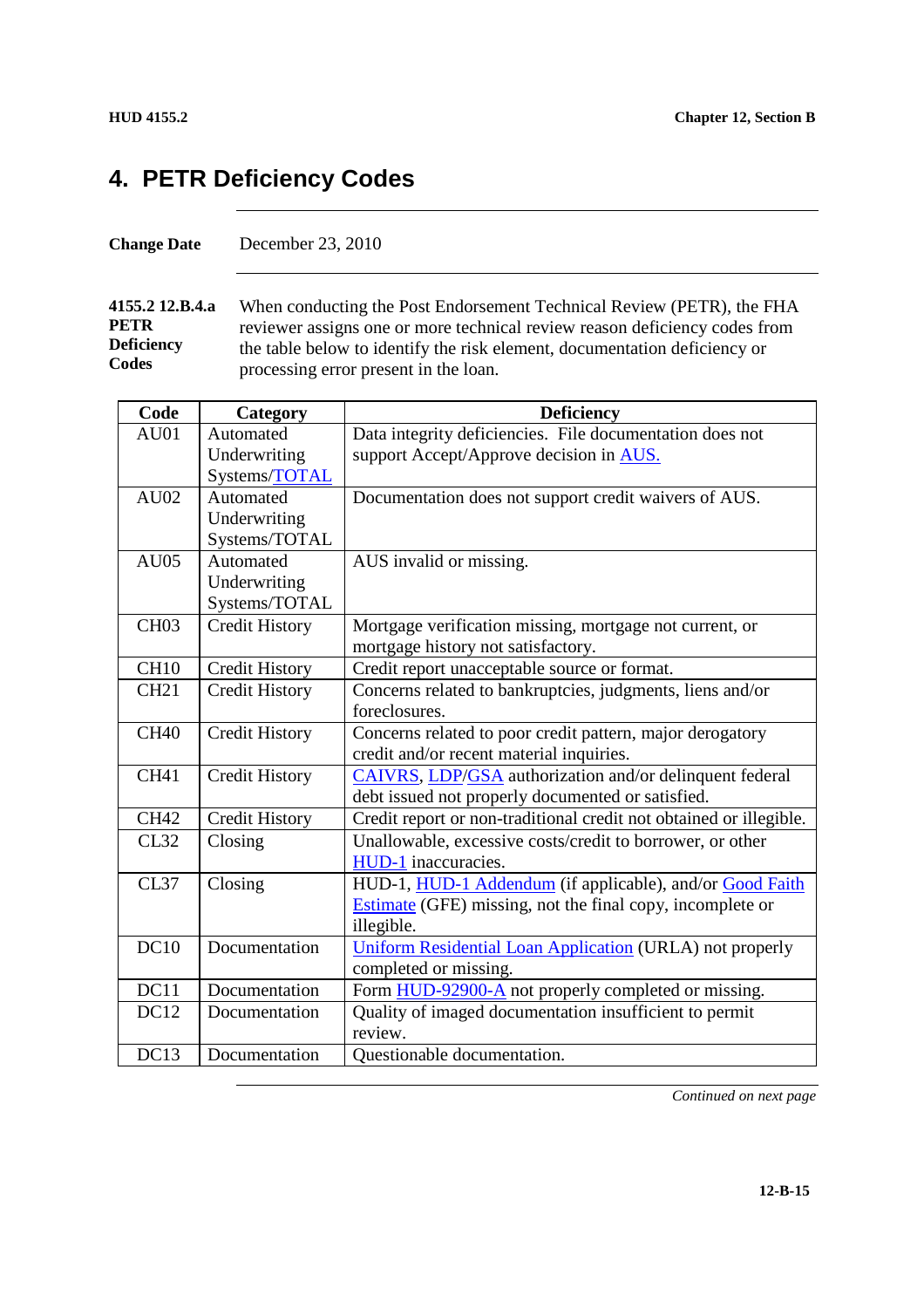## 4. PETR Deficiency Codes

**Change Date** December 23, 2010

**4155.2 12.B.4.a PETR Deficiency Codes**

When conducting the Post Endorsement Technical Review (PETR), the FHA reviewer assigns one or more technical review reason deficiency codes from the table below to identify the risk element, documentation deficiency or processing error present in the loan.

| Code | Category | Deficiency |
|---|---|---|
| AU01 | Automated Underwriting Systems/TOTAL | Data integrity deficiencies. File documentation does not support Accept/Approve decision in AUS. |
| AU02 | Automated Underwriting Systems/TOTAL | Documentation does not support credit waivers of AUS. |
| AU05 | Automated Underwriting Systems/TOTAL | AUS invalid or missing. |
| CH03 | Credit History | Mortgage verification missing, mortgage not current, or mortgage history not satisfactory. |
| CH10 | Credit History | Credit report unacceptable source or format. |
| CH21 | Credit History | Concerns related to bankruptcies, judgments, liens and/or foreclosures. |
| CH40 | Credit History | Concerns related to poor credit pattern, major derogatory credit and/or recent material inquiries. |
| CH41 | Credit History | CAIVRS, LDP/GSA authorization and/or delinquent federal debt issued not properly documented or satisfied. |
| CH42 | Credit History | Credit report or non-traditional credit not obtained or illegible. |
| CL32 | Closing | Unallowable, excessive costs/credit to borrower, or other HUD-1 inaccuracies. |
| CL37 | Closing | HUD-1, HUD-1 Addendum (if applicable), and/or Good Faith Estimate (GFE) missing, not the final copy, incomplete or illegible. |
| DC10 | Documentation | Uniform Residential Loan Application (URLA) not properly completed or missing. |
| DC11 | Documentation | Form HUD-92900-A not properly completed or missing. |
| DC12 | Documentation | Quality of imaged documentation insufficient to permit review. |
| DC13 | Documentation | Questionable documentation. |

*Continued on next page*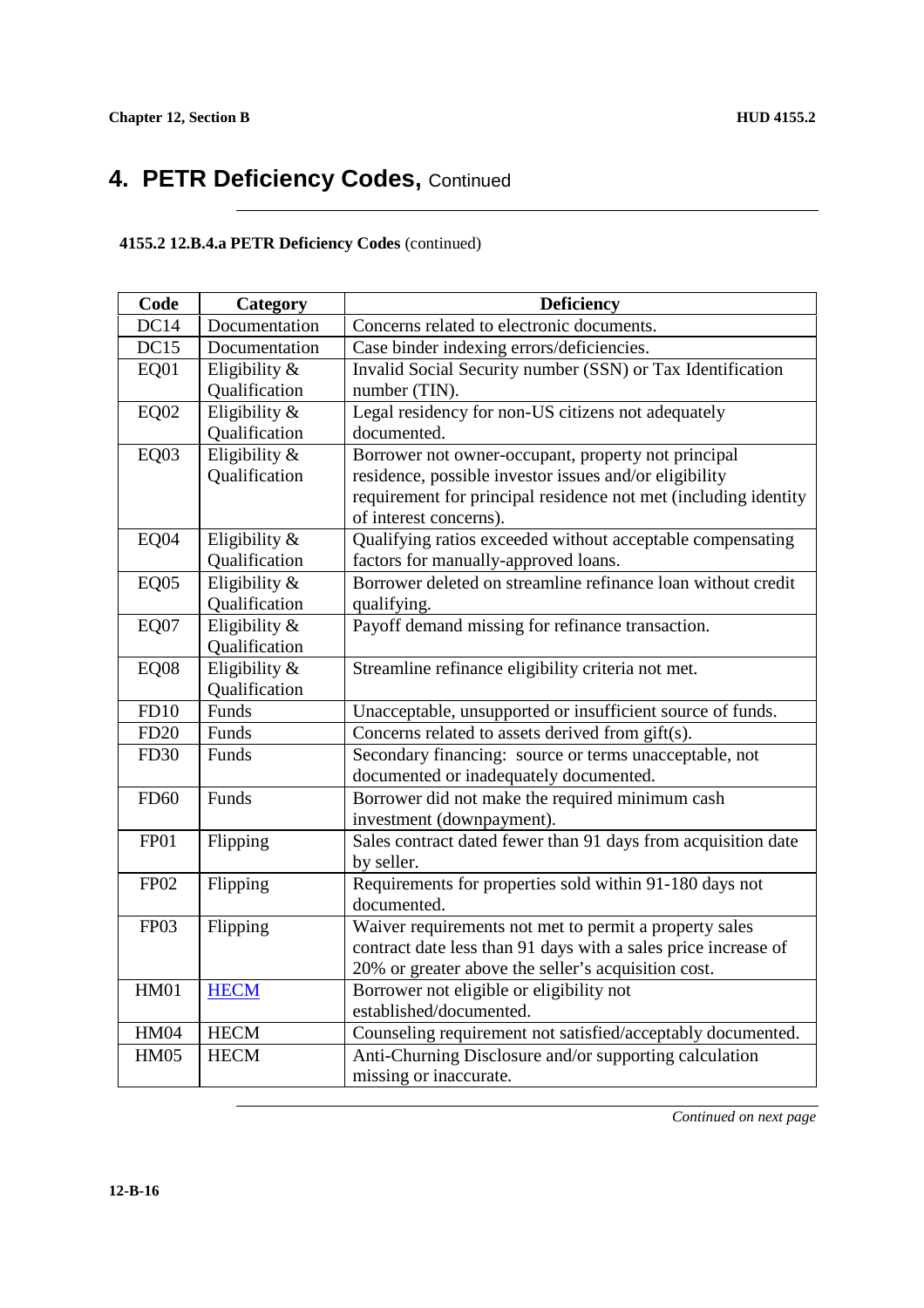# 4. PETR Deficiency Codes, Continued

**4155.2 12.B.4.a PETR Deficiency Codes** (continued)

| Code | Category | Deficiency |
|---|---|---|
| DC14 | Documentation | Concerns related to electronic documents. |
| DC15 | Documentation | Case binder indexing errors/deficiencies. |
| EQ01 | Eligibility & Qualification | Invalid Social Security number (SSN) or Tax Identification number (TIN). |
| EQ02 | Eligibility & Qualification | Legal residency for non-US citizens not adequately documented. |
| EQ03 | Eligibility & Qualification | Borrower not owner-occupant, property not principal residence, possible investor issues and/or eligibility requirement for principal residence not met (including identity of interest concerns). |
| EQ04 | Eligibility & Qualification | Qualifying ratios exceeded without acceptable compensating factors for manually-approved loans. |
| EQ05 | Eligibility & Qualification | Borrower deleted on streamline refinance loan without credit qualifying. |
| EQ07 | Eligibility & Qualification | Payoff demand missing for refinance transaction. |
| EQ08 | Eligibility & Qualification | Streamline refinance eligibility criteria not met. |
| FD10 | Funds | Unacceptable, unsupported or insufficient source of funds. |
| FD20 | Funds | Concerns related to assets derived from gift(s). |
| FD30 | Funds | Secondary financing: source or terms unacceptable, not documented or inadequately documented. |
| FD60 | Funds | Borrower did not make the required minimum cash investment (downpayment). |
| FP01 | Flipping | Sales contract dated fewer than 91 days from acquisition date by seller. |
| FP02 | Flipping | Requirements for properties sold within 91-180 days not documented. |
| FP03 | Flipping | Waiver requirements not met to permit a property sales contract date less than 91 days with a sales price increase of 20% or greater above the seller's acquisition cost. |
| HM01 | HECM | Borrower not eligible or eligibility not established/documented. |
| HM04 | HECM | Counseling requirement not satisfied/acceptably documented. |
| HM05 | HECM | Anti-Churning Disclosure and/or supporting calculation missing or inaccurate. |

*Continued on next page*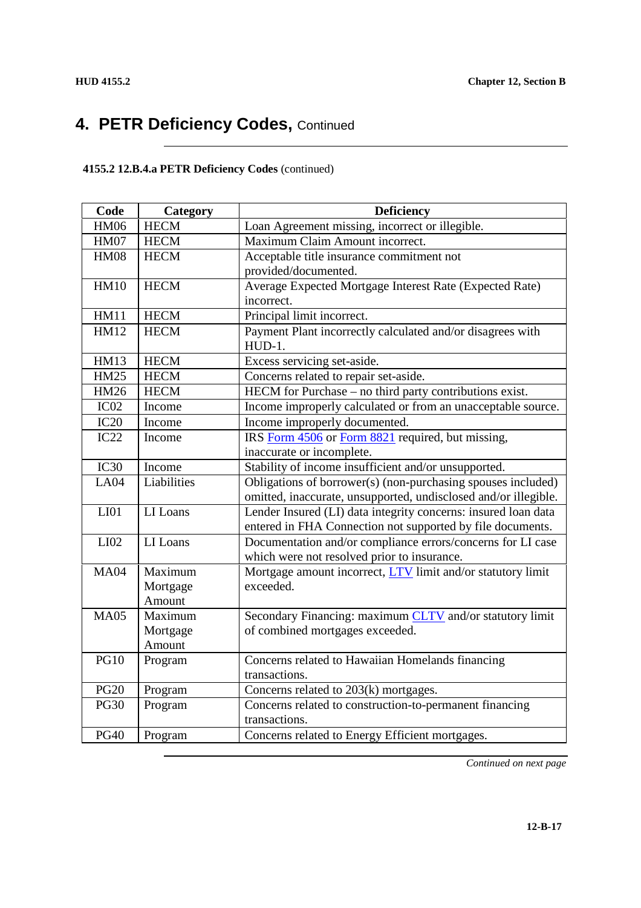# 4. PETR Deficiency Codes, Continued

**4155.2 12.B.4.a PETR Deficiency Codes** (continued)

| Code | Category | Deficiency |
|---|---|---|
| HM06 | HECM | Loan Agreement missing, incorrect or illegible. |
| HM07 | HECM | Maximum Claim Amount incorrect. |
| HM08 | HECM | Acceptable title insurance commitment not provided/documented. |
| HM10 | HECM | Average Expected Mortgage Interest Rate (Expected Rate) incorrect. |
| HM11 | HECM | Principal limit incorrect. |
| HM12 | HECM | Payment Plant incorrectly calculated and/or disagrees with HUD-1. |
| HM13 | HECM | Excess servicing set-aside. |
| HM25 | HECM | Concerns related to repair set-aside. |
| HM26 | HECM | HECM for Purchase – no third party contributions exist. |
| IC02 | Income | Income improperly calculated or from an unacceptable source. |
| IC20 | Income | Income improperly documented. |
| IC22 | Income | IRS Form 4506 or Form 8821 required, but missing, inaccurate or incomplete. |
| IC30 | Income | Stability of income insufficient and/or unsupported. |
| LA04 | Liabilities | Obligations of borrower(s) (non-purchasing spouses included) omitted, inaccurate, unsupported, undisclosed and/or illegible. |
| LI01 | LI Loans | Lender Insured (LI) data integrity concerns: insured loan data entered in FHA Connection not supported by file documents. |
| LI02 | LI Loans | Documentation and/or compliance errors/concerns for LI case which were not resolved prior to insurance. |
| MA04 | Maximum Mortgage Amount | Mortgage amount incorrect, LTV limit and/or statutory limit exceeded. |
| MA05 | Maximum Mortgage Amount | Secondary Financing: maximum CLTV and/or statutory limit of combined mortgages exceeded. |
| PG10 | Program | Concerns related to Hawaiian Homelands financing transactions. |
| PG20 | Program | Concerns related to 203(k) mortgages. |
| PG30 | Program | Concerns related to construction-to-permanent financing transactions. |
| PG40 | Program | Concerns related to Energy Efficient mortgages. |

*Continued on next page*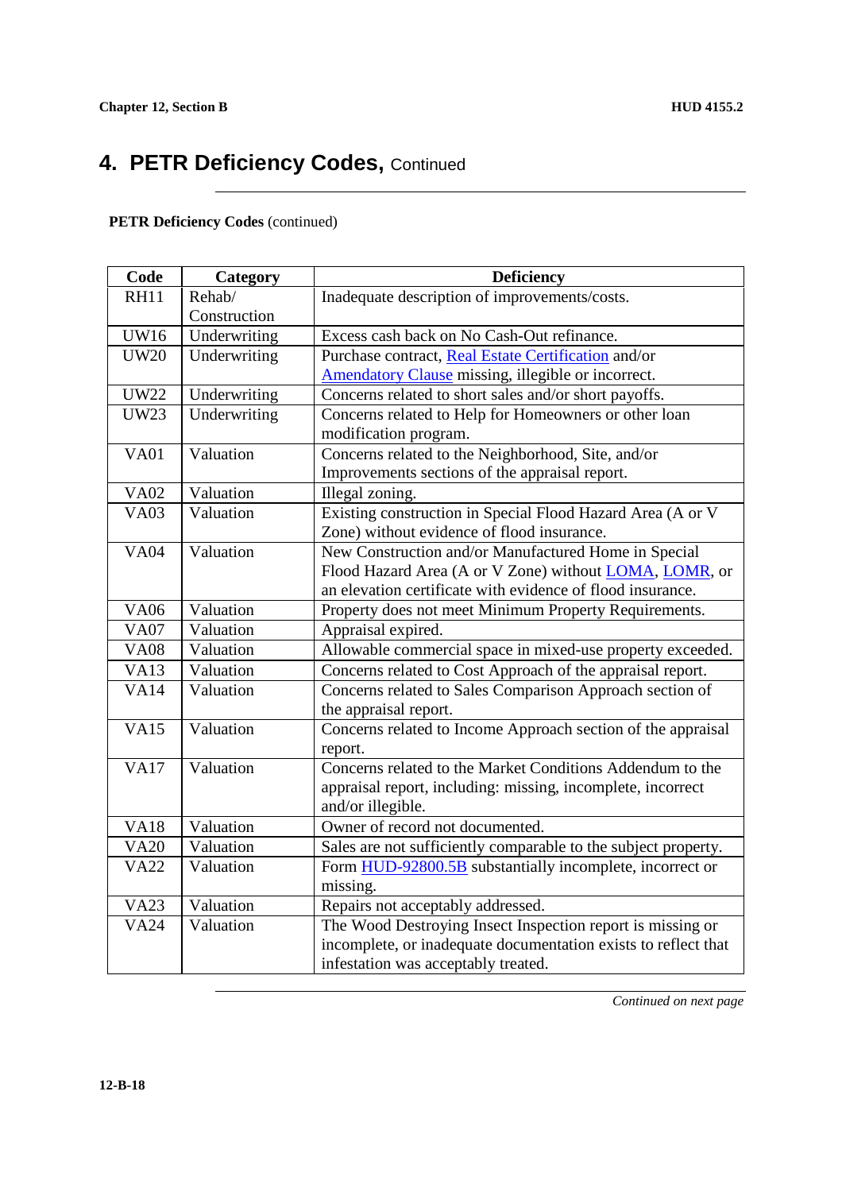## 4. PETR Deficiency Codes, Continued

**PETR Deficiency Codes** (continued)

| Code | Category | Deficiency |
|---|---|---|
| RH11 | Rehab/ Construction | Inadequate description of improvements/costs. |
| UW16 | Underwriting | Excess cash back on No Cash-Out refinance. |
| UW20 | Underwriting | Purchase contract, Real Estate Certification and/or Amendatory Clause missing, illegible or incorrect. |
| UW22 | Underwriting | Concerns related to short sales and/or short payoffs. |
| UW23 | Underwriting | Concerns related to Help for Homeowners or other loan modification program. |
| VA01 | Valuation | Concerns related to the Neighborhood, Site, and/or Improvements sections of the appraisal report. |
| VA02 | Valuation | Illegal zoning. |
| VA03 | Valuation | Existing construction in Special Flood Hazard Area (A or V Zone) without evidence of flood insurance. |
| VA04 | Valuation | New Construction and/or Manufactured Home in Special Flood Hazard Area (A or V Zone) without LOMA, LOMR, or an elevation certificate with evidence of flood insurance. |
| VA06 | Valuation | Property does not meet Minimum Property Requirements. |
| VA07 | Valuation | Appraisal expired. |
| VA08 | Valuation | Allowable commercial space in mixed-use property exceeded. |
| VA13 | Valuation | Concerns related to Cost Approach of the appraisal report. |
| VA14 | Valuation | Concerns related to Sales Comparison Approach section of the appraisal report. |
| VA15 | Valuation | Concerns related to Income Approach section of the appraisal report. |
| VA17 | Valuation | Concerns related to the Market Conditions Addendum to the appraisal report, including: missing, incomplete, incorrect and/or illegible. |
| VA18 | Valuation | Owner of record not documented. |
| VA20 | Valuation | Sales are not sufficiently comparable to the subject property. |
| VA22 | Valuation | Form HUD-92800.5B substantially incomplete, incorrect or missing. |
| VA23 | Valuation | Repairs not acceptably addressed. |
| VA24 | Valuation | The Wood Destroying Insect Inspection report is missing or incomplete, or inadequate documentation exists to reflect that infestation was acceptably treated. |

*Continued on next page*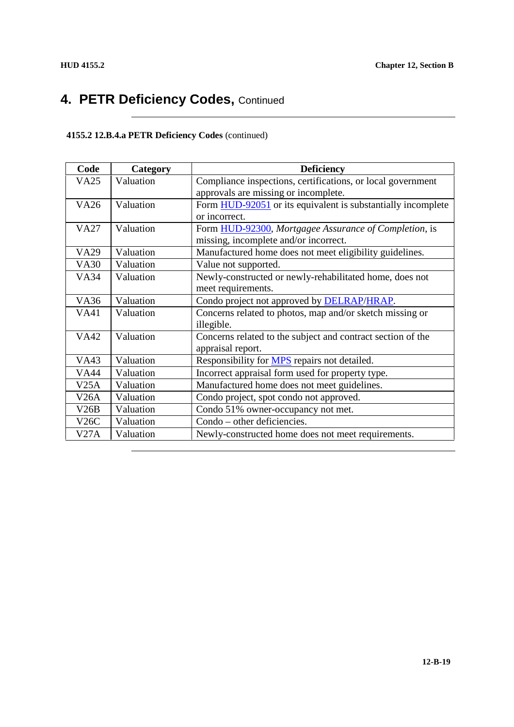# 4. PETR Deficiency Codes, Continued

**4155.2 12.B.4.a PETR Deficiency Codes** (continued)

| Code | Category | Deficiency |
|---|---|---|
| VA25 | Valuation | Compliance inspections, certifications, or local government approvals are missing or incomplete. |
| VA26 | Valuation | Form HUD-92051 or its equivalent is substantially incomplete or incorrect. |
| VA27 | Valuation | Form HUD-92300, *Mortgagee Assurance of Completion*, is missing, incomplete and/or incorrect. |
| VA29 | Valuation | Manufactured home does not meet eligibility guidelines. |
| VA30 | Valuation | Value not supported. |
| VA34 | Valuation | Newly-constructed or newly-rehabilitated home, does not meet requirements. |
| VA36 | Valuation | Condo project not approved by DELRAP/HRAP. |
| VA41 | Valuation | Concerns related to photos, map and/or sketch missing or illegible. |
| VA42 | Valuation | Concerns related to the subject and contract section of the appraisal report. |
| VA43 | Valuation | Responsibility for MPS repairs not detailed. |
| VA44 | Valuation | Incorrect appraisal form used for property type. |
| V25A | Valuation | Manufactured home does not meet guidelines. |
| V26A | Valuation | Condo project, spot condo not approved. |
| V26B | Valuation | Condo 51% owner-occupancy not met. |
| V26C | Valuation | Condo – other deficiencies. |
| V27A | Valuation | Newly-constructed home does not meet requirements. |